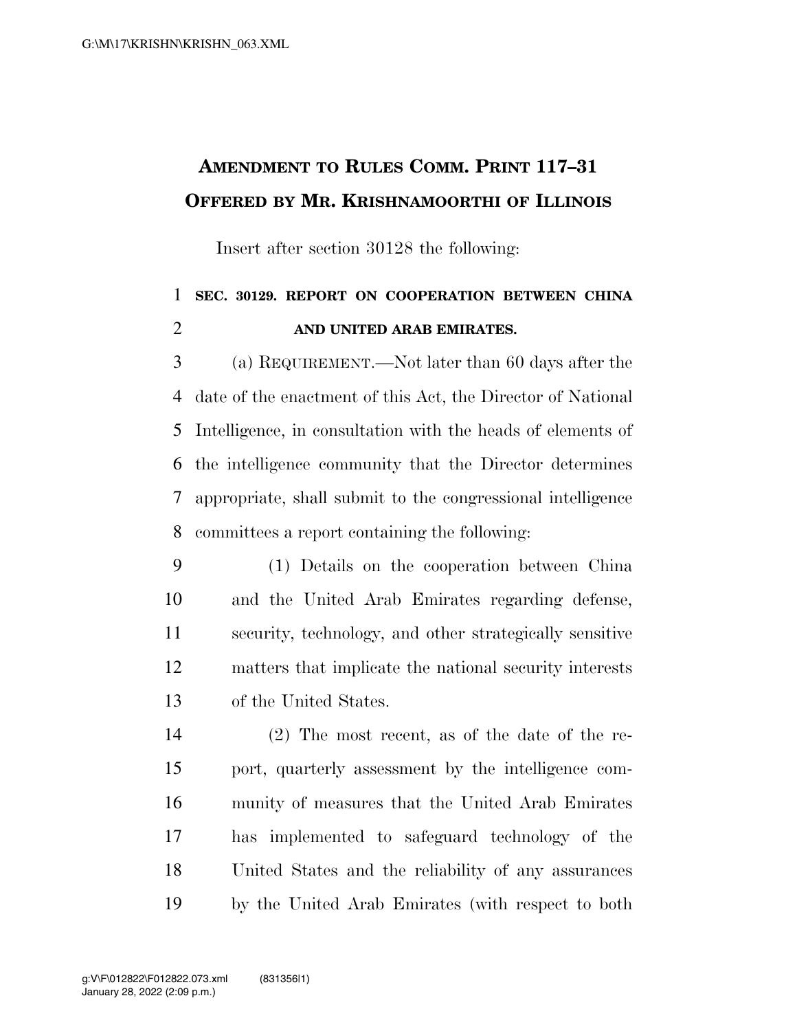# Amendment to Rules Comm. Print 117–31 Offered by Mr. Krishnamoorthi of Illinois

Insert after section 30128 the following:

## SEC. 30129. REPORT ON COOPERATION BETWEEN CHINA AND UNITED ARAB EMIRATES.

(a) Requirement.—Not later than 60 days after the date of the enactment of this Act, the Director of National Intelligence, in consultation with the heads of elements of the intelligence community that the Director determines appropriate, shall submit to the congressional intelligence committees a report containing the following:

(1) Details on the cooperation between China and the United Arab Emirates regarding defense, security, technology, and other strategically sensitive matters that implicate the national security interests of the United States.

(2) The most recent, as of the date of the report, quarterly assessment by the intelligence community of measures that the United Arab Emirates has implemented to safeguard technology of the United States and the reliability of any assurances by the United Arab Emirates (with respect to both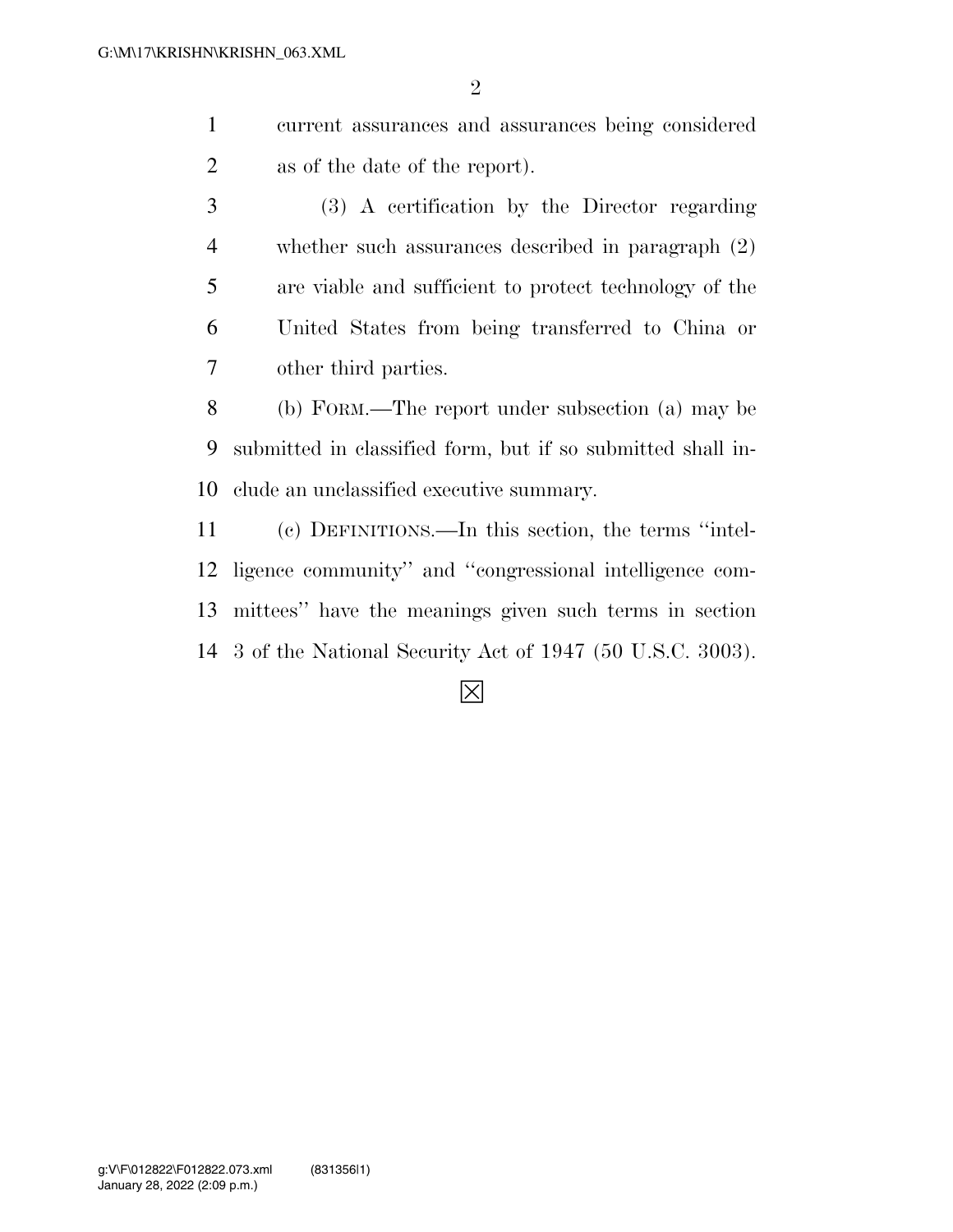current assurances and assurances being considered as of the date of the report).

(3) A certification by the Director regarding whether such assurances described in paragraph (2) are viable and sufficient to protect technology of the United States from being transferred to China or other third parties.

(b) FORM.—The report under subsection (a) may be submitted in classified form, but if so submitted shall include an unclassified executive summary.

(c) DEFINITIONS.—In this section, the terms ''intelligence community'' and ''congressional intelligence committees'' have the meanings given such terms in section 3 of the National Security Act of 1947 (50 U.S.C. 3003).